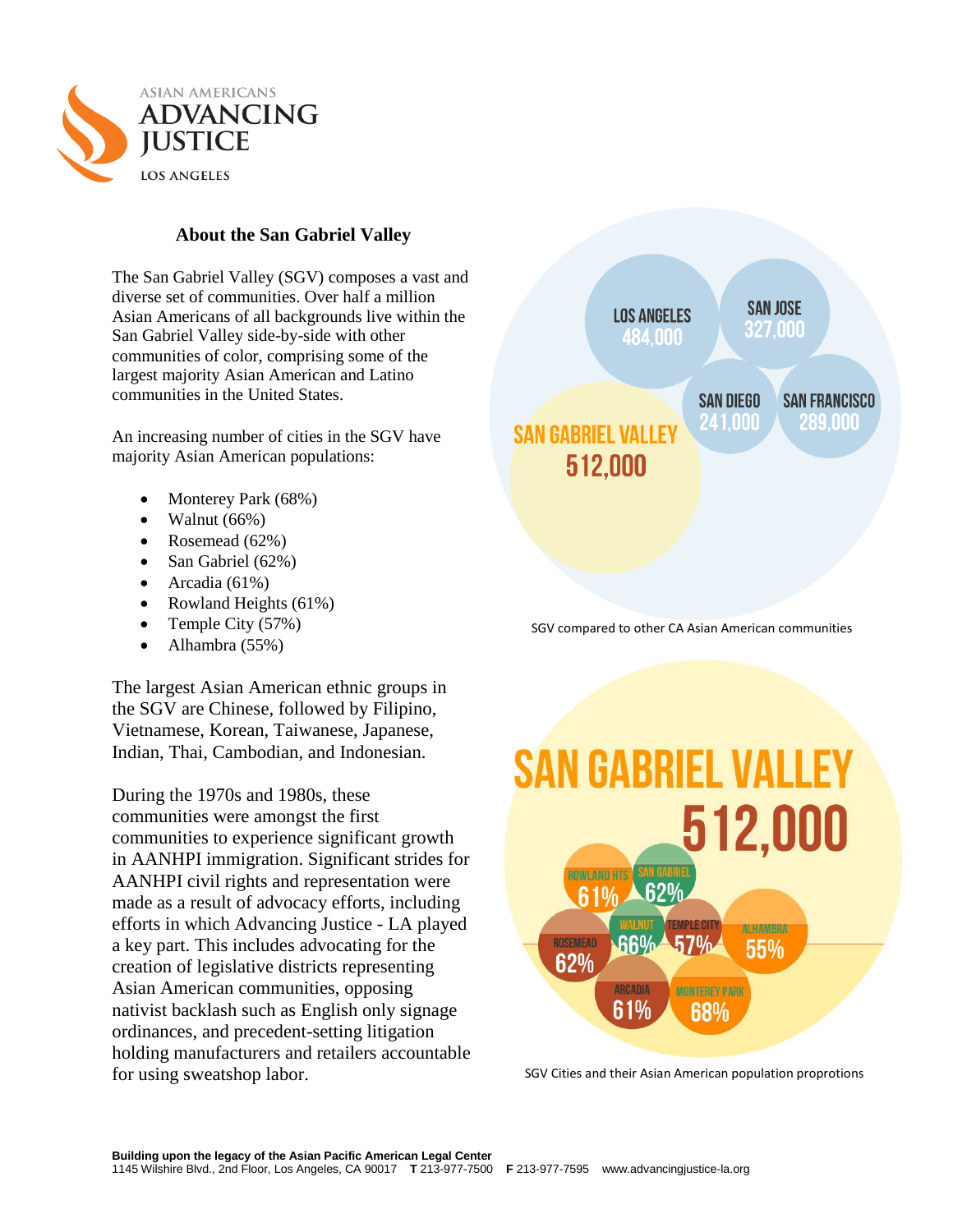ASIAN AMERICANS
ADVANCING JUSTICE
LOS ANGELES

## About the San Gabriel Valley

The San Gabriel Valley (SGV) composes a vast and diverse set of communities. Over half a million Asian Americans of all backgrounds live within the San Gabriel Valley side-by-side with other communities of color, comprising some of the largest majority Asian American and Latino communities in the United States.

An increasing number of cities in the SGV have majority Asian American populations:

- Monterey Park (68%)
- Walnut (66%)
- Rosemead (62%)
- San Gabriel (62%)
- Arcadia (61%)
- Rowland Heights (61%)
- Temple City (57%)
- Alhambra (55%)

The largest Asian American ethnic groups in the SGV are Chinese, followed by Filipino, Vietnamese, Korean, Taiwanese, Japanese, Indian, Thai, Cambodian, and Indonesian.

During the 1970s and 1980s, these communities were amongst the first communities to experience significant growth in AANHPI immigration. Significant strides for AANHPI civil rights and representation were made as a result of advocacy efforts, including efforts in which Advancing Justice - LA played a key part. This includes advocating for the creation of legislative districts representing Asian American communities, opposing nativist backlash such as English only signage ordinances, and precedent-setting litigation holding manufacturers and retailers accountable for using sweatshop labor.

LOS ANGELES 484,000
SAN JOSE 327,000
SAN DIEGO 241,000
SAN FRANCISCO 289,000
SAN GABRIEL VALLEY 512,000

SGV compared to other CA Asian American communities

SAN GABRIEL VALLEY 512,000
ROWLAND HTS 61%
SAN GABRIEL 62%
WALNUT 66%
TEMPLE CITY 57%
ALHAMBRA 55%
ROSEMEAD 62%
ARCADIA 61%
MONTEREY PARK 68%

SGV Cities and their Asian American population proprotions

**Building upon the legacy of the Asian Pacific American Legal Center**
1145 Wilshire Blvd., 2nd Floor, Los Angeles, CA 90017 **T** 213-977-7500 **F** 213-977-7595 www.advancingjustice-la.org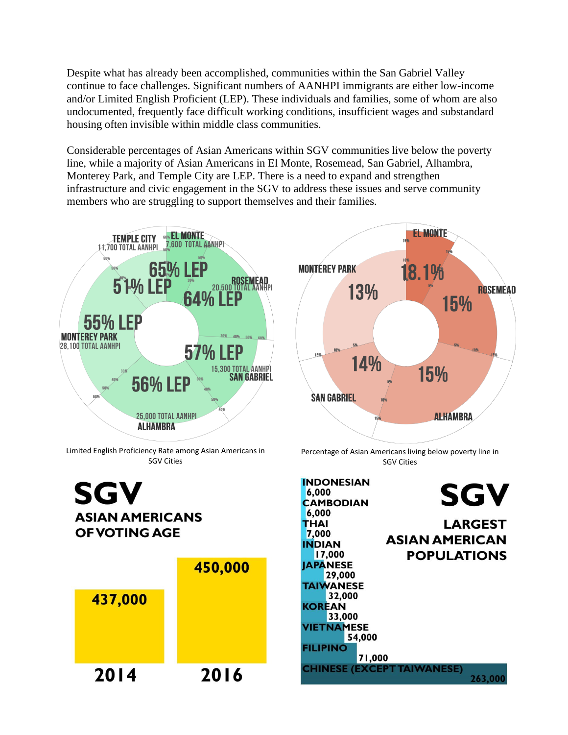Despite what has already been accomplished, communities within the San Gabriel Valley continue to face challenges. Significant numbers of AANHPI immigrants are either low-income and/or Limited English Proficient (LEP). These individuals and families, some of whom are also undocumented, frequently face difficult working conditions, insufficient wages and substandard housing often invisible within middle class communities.

Considerable percentages of Asian Americans within SGV communities live below the poverty line, while a majority of Asian Americans in El Monte, Rosemead, San Gabriel, Alhambra, Monterey Park, and Temple City are LEP. There is a need to expand and strengthen infrastructure and civic engagement in the SGV to address these issues and serve community members who are struggling to support themselves and their families.

TEMPLE CITY
11,700 TOTAL AANHPI
51% LEP

EL MONTE
7,600 TOTAL AANHPI
65% LEP

ROSEMEAD
20,500 TOTAL AANHPI
64% LEP

MONTEREY PARK
28,100 TOTAL AANHPI
55% LEP

SAN GABRIEL
15,300 TOTAL AANHPI
57% LEP

ALHAMBRA
25,000 TOTAL AANHPI
56% LEP

Limited English Proficiency Rate among Asian Americans in SGV Cities

EL MONTE
18.1%

ROSEMEAD
15%

ALHAMBRA
15%

SAN GABRIEL
14%

MONTEREY PARK
13%

Percentage of Asian Americans living below poverty line in SGV Cities

**SGV**

**ASIAN AMERICANS OF VOTING AGE**

437,000
2014

450,000
2016

**SGV**

**LARGEST ASIAN AMERICAN POPULATIONS**

INDONESIAN 6,000
CAMBODIAN 6,000
THAI 7,000
INDIAN 17,000
JAPANESE 29,000
TAIWANESE 32,000
KOREAN 33,000
VIETNAMESE 54,000
FILIPINO 71,000
CHINESE (EXCEPT TAIWANESE) 263,000